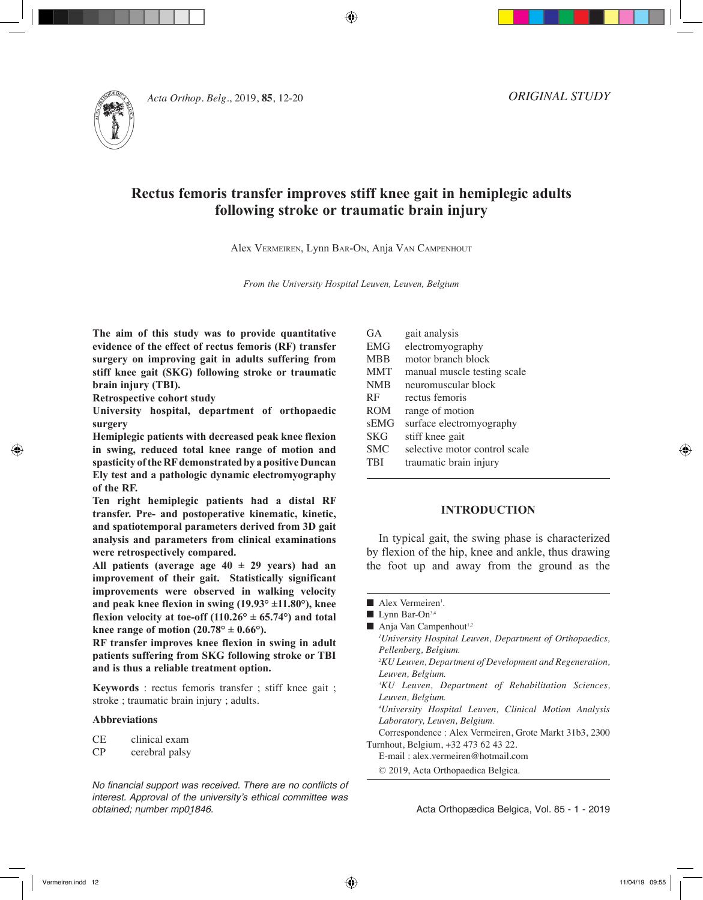ORIGINAL STUDY

# Rectus femoris transfer improves stiff knee gait in hemiplegic adults following stroke or traumatic brain injury

Alex Vermeiren, Lynn Bar-On, Anja Van Campenhout

*From the University Hospital Leuven, Leuven, Belgium*

**The aim of this study was to provide quantitative evidence of the effect of rectus femoris (RF) transfer surgery on improving gait in adults suffering from stiff knee gait (SKG) following stroke or traumatic brain injury (TBI).**

**Retrospective cohort study**

**University hospital, department of orthopaedic surgery**

**Hemiplegic patients with decreased peak knee flexion in swing, reduced total knee range of motion and spasticity of the RF demonstrated by a positive Duncan Ely test and a pathologic dynamic electromyography of the RF.**

**Ten right hemiplegic patients had a distal RF transfer. Pre- and postoperative kinematic, kinetic, and spatiotemporal parameters derived from 3D gait analysis and parameters from clinical examinations were retrospectively compared.**

**All patients (average age 40 ± 29 years) had an improvement of their gait. Statistically significant improvements were observed in walking velocity and peak knee flexion in swing (19.93° ±11.80°), knee flexion velocity at toe-off (110.26° ± 65.74°) and total knee range of motion (20.78° ± 0.66°).**

**RF transfer improves knee flexion in swing in adult patients suffering from SKG following stroke or TBI and is thus a reliable treatment option.**

**Keywords** : rectus femoris transfer ; stiff knee gait ; stroke ; traumatic brain injury ; adults.

### Abbreviations

| | |
|---|---|
| CE | clinical exam |
| CP | cerebral palsy |
| GA | gait analysis |
| EMG | electromyography |
| MBB | motor branch block |
| MMT | manual muscle testing scale |
| NMB | neuromuscular block |
| RF | rectus femoris |
| ROM | range of motion |
| sEMG | surface electromyography |
| SKG | stiff knee gait |
| SMC | selective motor control scale |
| TBI | traumatic brain injury |

*No financial support was received. There are no conflicts of interest. Approval of the university's ethical committee was obtained; number mp01846.*

## INTRODUCTION

In typical gait, the swing phase is characterized by flexion of the hip, knee and ankle, thus drawing the foot up and away from the ground as the

■ Alex Vermeiren[1].
■ Lynn Bar-On[3,4]
■ Anja Van Campenhout[1,2]

[1]*University Hospital Leuven, Department of Orthopaedics, Pellenberg, Belgium.*
[2]*KU Leuven, Department of Development and Regeneration, Leuven, Belgium.*
[3]*KU Leuven, Department of Rehabilitation Sciences, Leuven, Belgium.*
[4]*University Hospital Leuven, Clinical Motion Analysis Laboratory, Leuven, Belgium.*

Correspondence : Alex Vermeiren, Grote Markt 31b3, 2300 Turnhout, Belgium, +32 473 62 43 22.

E-mail : alex.vermeiren@hotmail.com

© 2019, Acta Orthopaedica Belgica.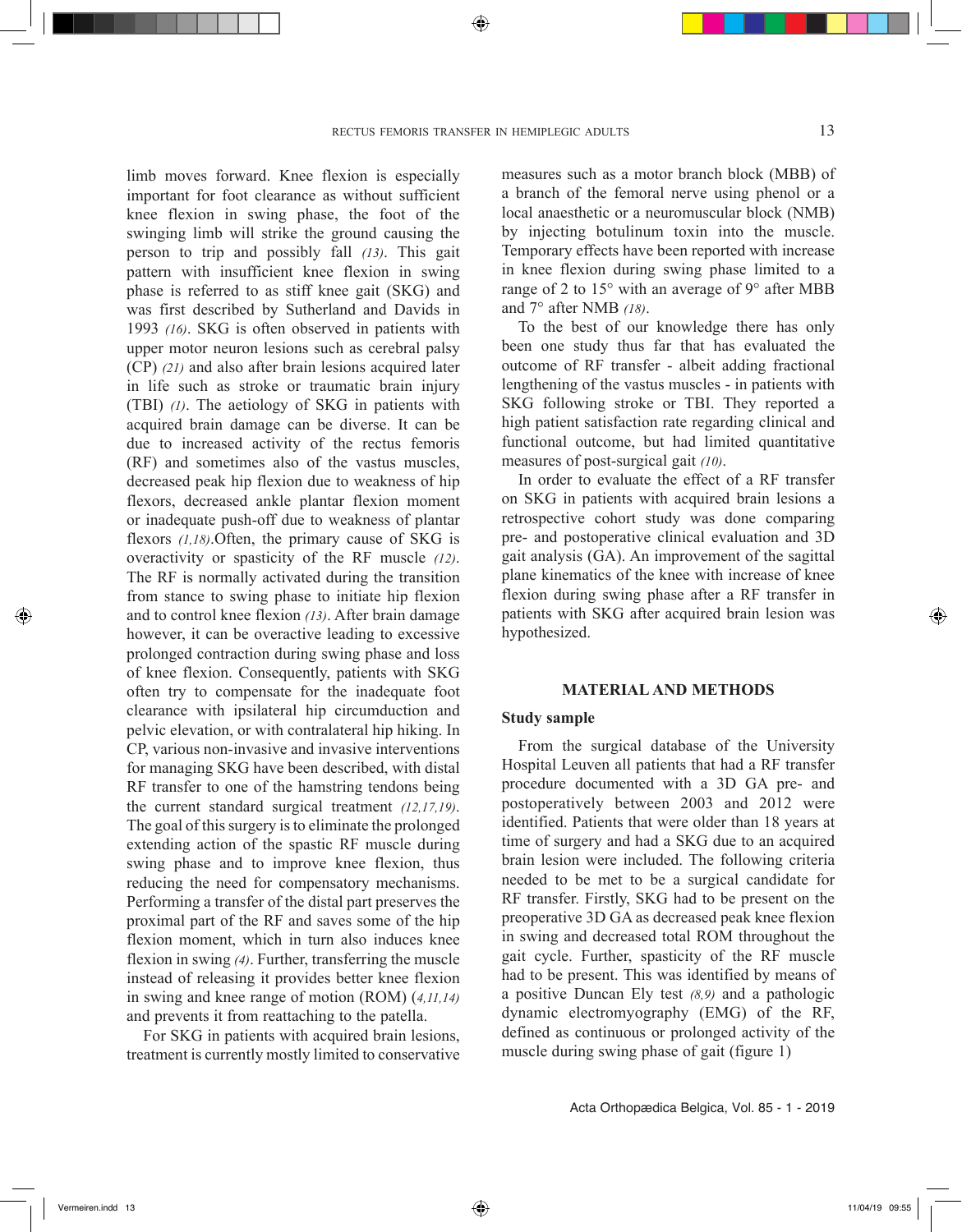limb moves forward. Knee flexion is especially important for foot clearance as without sufficient knee flexion in swing phase, the foot of the swinging limb will strike the ground causing the person to trip and possibly fall *(13)*. This gait pattern with insufficient knee flexion in swing phase is referred to as stiff knee gait (SKG) and was first described by Sutherland and Davids in 1993 *(16)*. SKG is often observed in patients with upper motor neuron lesions such as cerebral palsy (CP) *(21)* and also after brain lesions acquired later in life such as stroke or traumatic brain injury (TBI) *(1)*. The aetiology of SKG in patients with acquired brain damage can be diverse. It can be due to increased activity of the rectus femoris (RF) and sometimes also of the vastus muscles, decreased peak hip flexion due to weakness of hip flexors, decreased ankle plantar flexion moment or inadequate push-off due to weakness of plantar flexors *(1,18)*.Often, the primary cause of SKG is overactivity or spasticity of the RF muscle *(12)*. The RF is normally activated during the transition from stance to swing phase to initiate hip flexion and to control knee flexion *(13)*. After brain damage however, it can be overactive leading to excessive prolonged contraction during swing phase and loss of knee flexion. Consequently, patients with SKG often try to compensate for the inadequate foot clearance with ipsilateral hip circumduction and pelvic elevation, or with contralateral hip hiking. In CP, various non-invasive and invasive interventions for managing SKG have been described, with distal RF transfer to one of the hamstring tendons being the current standard surgical treatment *(12,17,19)*. The goal of this surgery is to eliminate the prolonged extending action of the spastic RF muscle during swing phase and to improve knee flexion, thus reducing the need for compensatory mechanisms. Performing a transfer of the distal part preserves the proximal part of the RF and saves some of the hip flexion moment, which in turn also induces knee flexion in swing *(4)*. Further, transferring the muscle instead of releasing it provides better knee flexion in swing and knee range of motion (ROM) (*4,11,14)* and prevents it from reattaching to the patella.

For SKG in patients with acquired brain lesions, treatment is currently mostly limited to conservative measures such as a motor branch block (MBB) of a branch of the femoral nerve using phenol or a local anaesthetic or a neuromuscular block (NMB) by injecting botulinum toxin into the muscle. Temporary effects have been reported with increase in knee flexion during swing phase limited to a range of 2 to 15° with an average of 9° after MBB and 7° after NMB *(18)*.

To the best of our knowledge there has only been one study thus far that has evaluated the outcome of RF transfer - albeit adding fractional lengthening of the vastus muscles - in patients with SKG following stroke or TBI. They reported a high patient satisfaction rate regarding clinical and functional outcome, but had limited quantitative measures of post-surgical gait *(10)*.

In order to evaluate the effect of a RF transfer on SKG in patients with acquired brain lesions a retrospective cohort study was done comparing pre- and postoperative clinical evaluation and 3D gait analysis (GA). An improvement of the sagittal plane kinematics of the knee with increase of knee flexion during swing phase after a RF transfer in patients with SKG after acquired brain lesion was hypothesized.

## MATERIAL AND METHODS

### Study sample

From the surgical database of the University Hospital Leuven all patients that had a RF transfer procedure documented with a 3D GA pre- and postoperatively between 2003 and 2012 were identified. Patients that were older than 18 years at time of surgery and had a SKG due to an acquired brain lesion were included. The following criteria needed to be met to be a surgical candidate for RF transfer. Firstly, SKG had to be present on the preoperative 3D GA as decreased peak knee flexion in swing and decreased total ROM throughout the gait cycle. Further, spasticity of the RF muscle had to be present. This was identified by means of a positive Duncan Ely test *(8,9)* and a pathologic dynamic electromyography (EMG) of the RF, defined as continuous or prolonged activity of the muscle during swing phase of gait (figure 1)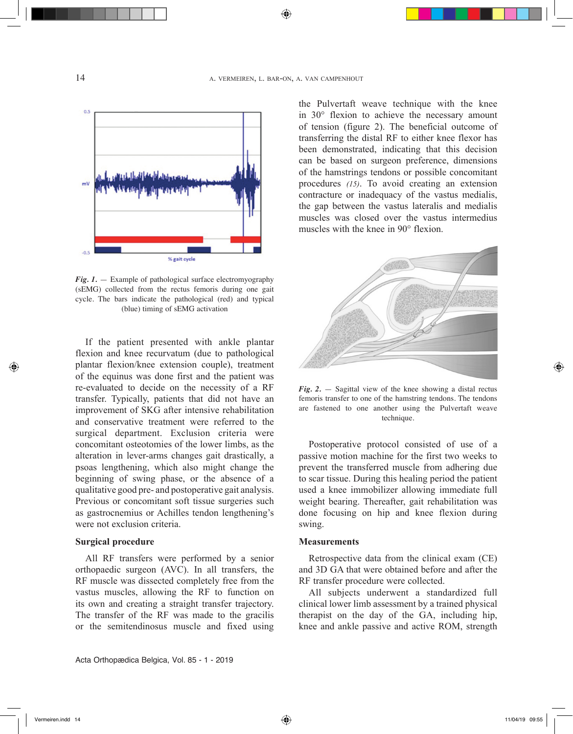*Fig. 1.* — Example of pathological surface electromyography (sEMG) collected from the rectus femoris during one gait cycle. The bars indicate the pathological (red) and typical (blue) timing of sEMG activation

If the patient presented with ankle plantar flexion and knee recurvatum (due to pathological plantar flexion/knee extension couple), treatment of the equinus was done first and the patient was re-evaluated to decide on the necessity of a RF transfer. Typically, patients that did not have an improvement of SKG after intensive rehabilitation and conservative treatment were referred to the surgical department. Exclusion criteria were concomitant osteotomies of the lower limbs, as the alteration in lever-arms changes gait drastically, a psoas lengthening, which also might change the beginning of swing phase, or the absence of a qualitative good pre- and postoperative gait analysis. Previous or concomitant soft tissue surgeries such as gastrocnemius or Achilles tendon lengthening's were not exclusion criteria.

## Surgical procedure

All RF transfers were performed by a senior orthopaedic surgeon (AVC). In all transfers, the RF muscle was dissected completely free from the vastus muscles, allowing the RF to function on its own and creating a straight transfer trajectory. The transfer of the RF was made to the gracilis or the semitendinosus muscle and fixed using the Pulvertaft weave technique with the knee in 30° flexion to achieve the necessary amount of tension (figure 2). The beneficial outcome of transferring the distal RF to either knee flexor has been demonstrated, indicating that this decision can be based on surgeon preference, dimensions of the hamstrings tendons or possible concomitant procedures *(15)*. To avoid creating an extension contracture or inadequacy of the vastus medialis, the gap between the vastus lateralis and medialis muscles was closed over the vastus intermedius muscles with the knee in 90° flexion.

*Fig. 2.* — Sagittal view of the knee showing a distal rectus femoris transfer to one of the hamstring tendons. The tendons are fastened to one another using the Pulvertaft weave technique.

Postoperative protocol consisted of use of a passive motion machine for the first two weeks to prevent the transferred muscle from adhering due to scar tissue. During this healing period the patient used a knee immobilizer allowing immediate full weight bearing. Thereafter, gait rehabilitation was done focusing on hip and knee flexion during swing.

## Measurements

Retrospective data from the clinical exam (CE) and 3D GA that were obtained before and after the RF transfer procedure were collected.

All subjects underwent a standardized full clinical lower limb assessment by a trained physical therapist on the day of the GA, including hip, knee and ankle passive and active ROM, strength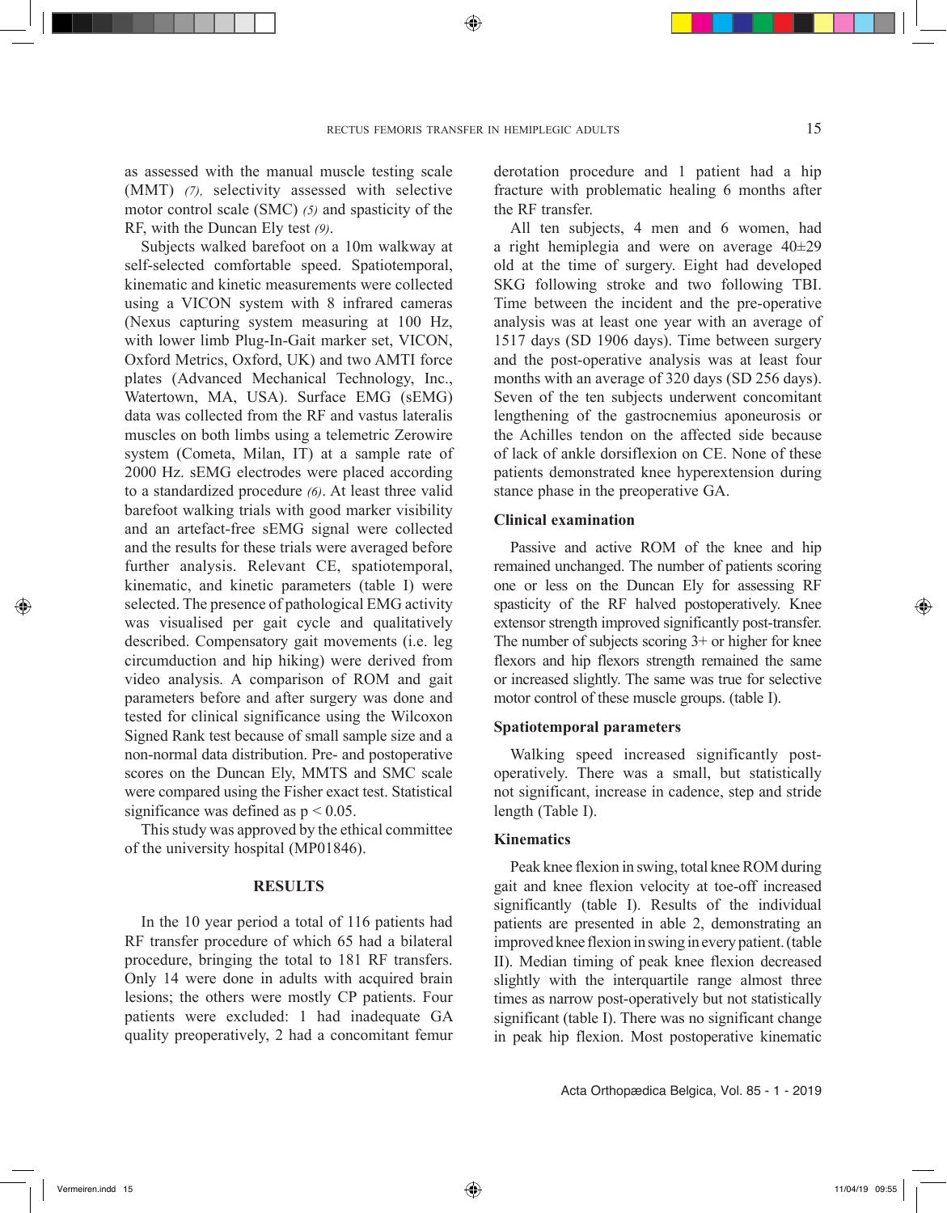as assessed with the manual muscle testing scale (MMT) *(7)*, selectivity assessed with selective motor control scale (SMC) *(5)* and spasticity of the RF, with the Duncan Ely test *(9)*.

Subjects walked barefoot on a 10m walkway at self-selected comfortable speed. Spatiotemporal, kinematic and kinetic measurements were collected using a VICON system with 8 infrared cameras (Nexus capturing system measuring at 100 Hz, with lower limb Plug-In-Gait marker set, VICON, Oxford Metrics, Oxford, UK) and two AMTI force plates (Advanced Mechanical Technology, Inc., Watertown, MA, USA). Surface EMG (sEMG) data was collected from the RF and vastus lateralis muscles on both limbs using a telemetric Zerowire system (Cometa, Milan, IT) at a sample rate of 2000 Hz. sEMG electrodes were placed according to a standardized procedure *(6)*. At least three valid barefoot walking trials with good marker visibility and an artefact-free sEMG signal were collected and the results for these trials were averaged before further analysis. Relevant CE, spatiotemporal, kinematic, and kinetic parameters (table I) were selected. The presence of pathological EMG activity was visualised per gait cycle and qualitatively described. Compensatory gait movements (i.e. leg circumduction and hip hiking) were derived from video analysis. A comparison of ROM and gait parameters before and after surgery was done and tested for clinical significance using the Wilcoxon Signed Rank test because of small sample size and a non-normal data distribution. Pre- and postoperative scores on the Duncan Ely, MMTS and SMC scale were compared using the Fisher exact test. Statistical significance was defined as $p < 0.05$.

This study was approved by the ethical committee of the university hospital (MP01846).

## RESULTS

In the 10 year period a total of 116 patients had RF transfer procedure of which 65 had a bilateral procedure, bringing the total to 181 RF transfers. Only 14 were done in adults with acquired brain lesions; the others were mostly CP patients. Four patients were excluded: 1 had inadequate GA quality preoperatively, 2 had a concomitant femur derotation procedure and 1 patient had a hip fracture with problematic healing 6 months after the RF transfer.

All ten subjects, 4 men and 6 women, had a right hemiplegia and were on average 40±29 old at the time of surgery. Eight had developed SKG following stroke and two following TBI. Time between the incident and the pre-operative analysis was at least one year with an average of 1517 days (SD 1906 days). Time between surgery and the post-operative analysis was at least four months with an average of 320 days (SD 256 days). Seven of the ten subjects underwent concomitant lengthening of the gastrocnemius aponeurosis or the Achilles tendon on the affected side because of lack of ankle dorsiflexion on CE. None of these patients demonstrated knee hyperextension during stance phase in the preoperative GA.

### Clinical examination

Passive and active ROM of the knee and hip remained unchanged. The number of patients scoring one or less on the Duncan Ely for assessing RF spasticity of the RF halved postoperatively. Knee extensor strength improved significantly post-transfer. The number of subjects scoring 3+ or higher for knee flexors and hip flexors strength remained the same or increased slightly. The same was true for selective motor control of these muscle groups. (table I).

### Spatiotemporal parameters

Walking speed increased significantly post-operatively. There was a small, but statistically not significant, increase in cadence, step and stride length (Table I).

### Kinematics

Peak knee flexion in swing, total knee ROM during gait and knee flexion velocity at toe-off increased significantly (table I). Results of the individual patients are presented in able 2, demonstrating an improved knee flexion in swing in every patient. (table II). Median timing of peak knee flexion decreased slightly with the interquartile range almost three times as narrow post-operatively but not statistically significant (table I). There was no significant change in peak hip flexion. Most postoperative kinematic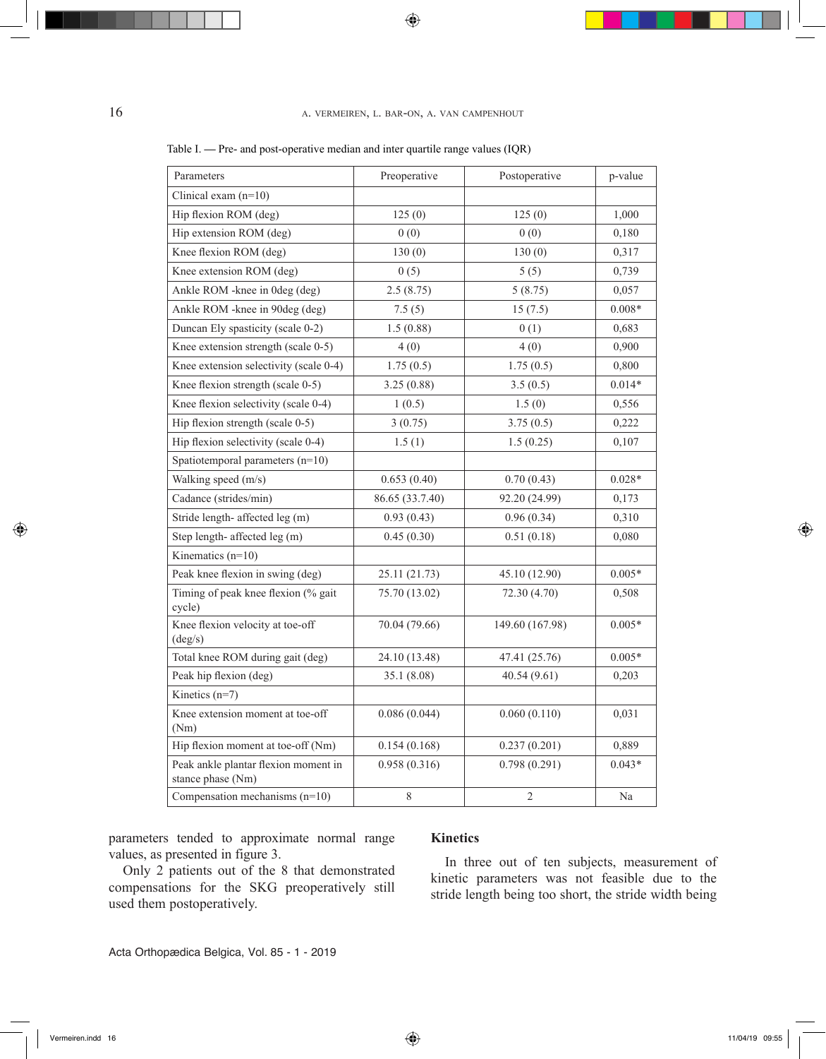Table I. — Pre- and post-operative median and inter quartile range values (IQR)

| Parameters | Preoperative | Postoperative | p-value |
|---|---|---|---|
| Clinical exam (n=10) | | | |
| Hip flexion ROM (deg) | 125 (0) | 125 (0) | 1,000 |
| Hip extension ROM (deg) | 0 (0) | 0 (0) | 0,180 |
| Knee flexion ROM (deg) | 130 (0) | 130 (0) | 0,317 |
| Knee extension ROM (deg) | 0 (5) | 5 (5) | 0,739 |
| Ankle ROM -knee in 0deg (deg) | 2.5 (8.75) | 5 (8.75) | 0,057 |
| Ankle ROM -knee in 90deg (deg) | 7.5 (5) | 15 (7.5) | 0.008* |
| Duncan Ely spasticity (scale 0-2) | 1.5 (0.88) | 0 (1) | 0,683 |
| Knee extension strength (scale 0-5) | 4 (0) | 4 (0) | 0,900 |
| Knee extension selectivity (scale 0-4) | 1.75 (0.5) | 1.75 (0.5) | 0,800 |
| Knee flexion strength (scale 0-5) | 3.25 (0.88) | 3.5 (0.5) | 0.014* |
| Knee flexion selectivity (scale 0-4) | 1 (0.5) | 1.5 (0) | 0,556 |
| Hip flexion strength (scale 0-5) | 3 (0.75) | 3.75 (0.5) | 0,222 |
| Hip flexion selectivity (scale 0-4) | 1.5 (1) | 1.5 (0.25) | 0,107 |
| Spatiotemporal parameters (n=10) | | | |
| Walking speed (m/s) | 0.653 (0.40) | 0.70 (0.43) | 0.028* |
| Cadance (strides/min) | 86.65 (33.7.40) | 92.20 (24.99) | 0,173 |
| Stride length- affected leg (m) | 0.93 (0.43) | 0.96 (0.34) | 0,310 |
| Step length- affected leg (m) | 0.45 (0.30) | 0.51 (0.18) | 0,080 |
| Kinematics (n=10) | | | |
| Peak knee flexion in swing (deg) | 25.11 (21.73) | 45.10 (12.90) | 0.005* |
| Timing of peak knee flexion (% gait cycle) | 75.70 (13.02) | 72.30 (4.70) | 0,508 |
| Knee flexion velocity at toe-off (deg/s) | 70.04 (79.66) | 149.60 (167.98) | 0.005* |
| Total knee ROM during gait (deg) | 24.10 (13.48) | 47.41 (25.76) | 0.005* |
| Peak hip flexion (deg) | 35.1 (8.08) | 40.54 (9.61) | 0,203 |
| Kinetics (n=7) | | | |
| Knee extension moment at toe-off (Nm) | 0.086 (0.044) | 0.060 (0.110) | 0,031 |
| Hip flexion moment at toe-off (Nm) | 0.154 (0.168) | 0.237 (0.201) | 0,889 |
| Peak ankle plantar flexion moment in stance phase (Nm) | 0.958 (0.316) | 0.798 (0.291) | 0.043* |
| Compensation mechanisms (n=10) | 8 | 2 | Na |

parameters tended to approximate normal range values, as presented in figure 3.

Only 2 patients out of the 8 that demonstrated compensations for the SKG preoperatively still used them postoperatively.

## Kinetics

In three out of ten subjects, measurement of kinetic parameters was not feasible due to the stride length being too short, the stride width being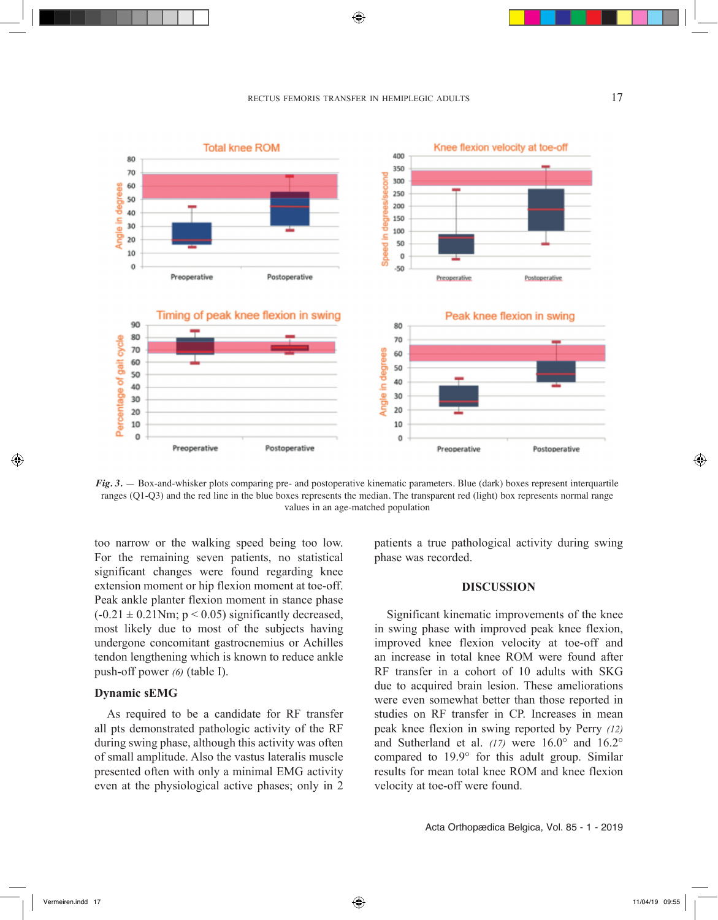*Fig. 3.* — Box-and-whisker plots comparing pre- and postoperative kinematic parameters. Blue (dark) boxes represent interquartile ranges (Q1-Q3) and the red line in the blue boxes represents the median. The transparent red (light) box represents normal range values in an age-matched population

too narrow or the walking speed being too low. For the remaining seven patients, no statistical significant changes were found regarding knee extension moment or hip flexion moment at toe-off. Peak ankle planter flexion moment in stance phase (-0.21 ± 0.21Nm; $p < 0.05$) significantly decreased, most likely due to most of the subjects having undergone concomitant gastrocnemius or Achilles tendon lengthening which is known to reduce ankle push-off power *(6)* (table I).

### Dynamic sEMG

As required to be a candidate for RF transfer all pts demonstrated pathologic activity of the RF during swing phase, although this activity was often of small amplitude. Also the vastus lateralis muscle presented often with only a minimal EMG activity even at the physiological active phases; only in 2 patients a true pathological activity during swing phase was recorded.

## DISCUSSION

Significant kinematic improvements of the knee in swing phase with improved peak knee flexion, improved knee flexion velocity at toe-off and an increase in total knee ROM were found after RF transfer in a cohort of 10 adults with SKG due to acquired brain lesion. These ameliorations were even somewhat better than those reported in studies on RF transfer in CP. Increases in mean peak knee flexion in swing reported by Perry *(12)* and Sutherland et al. *(17)* were 16.0° and 16.2° compared to 19.9° for this adult group. Similar results for mean total knee ROM and knee flexion velocity at toe-off were found.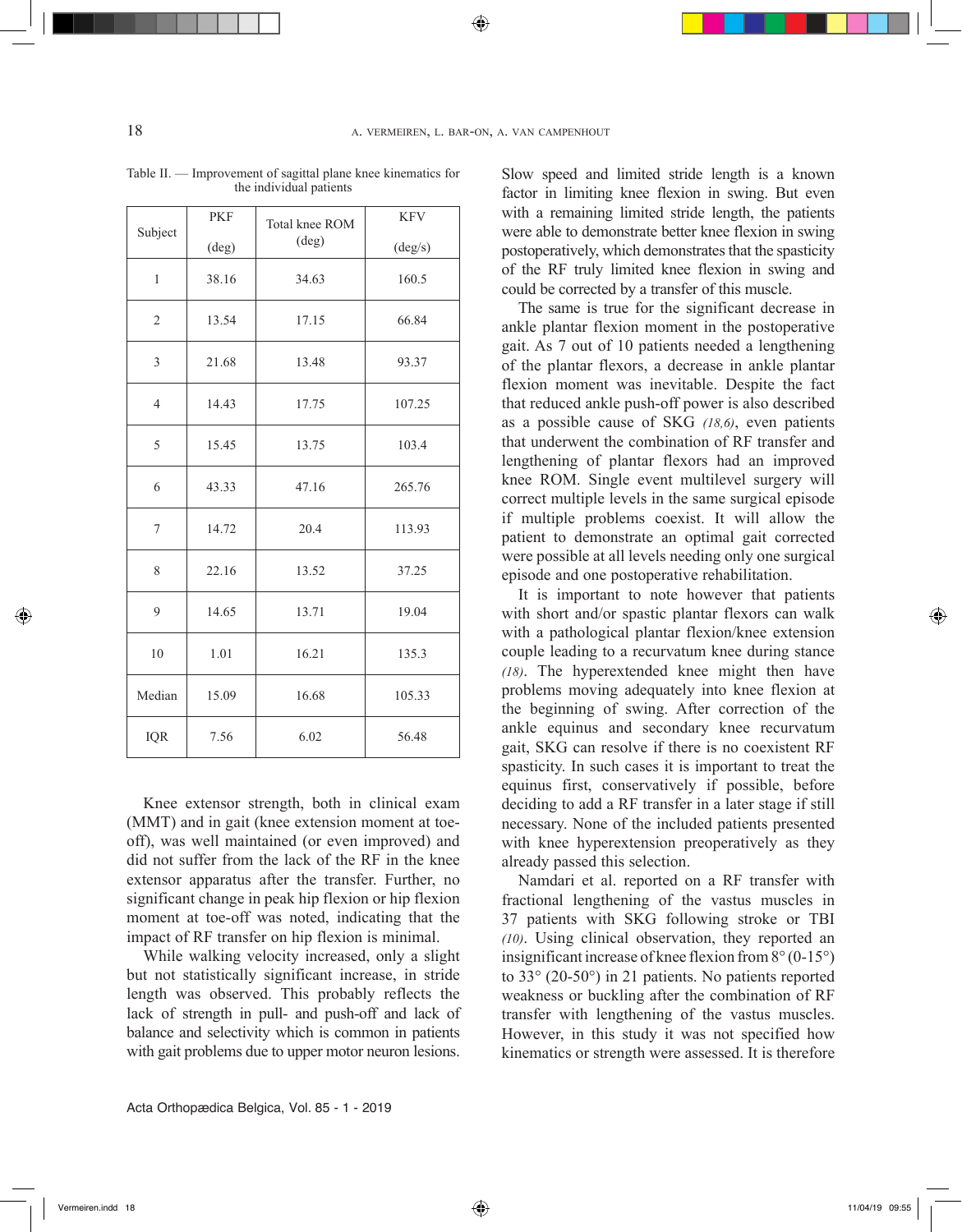Table II. — Improvement of sagittal plane knee kinematics for the individual patients

| Subject | PKF (deg) | Total knee ROM (deg) | KFV (deg/s) |
|---|---|---|---|
| 1 | 38.16 | 34.63 | 160.5 |
| 2 | 13.54 | 17.15 | 66.84 |
| 3 | 21.68 | 13.48 | 93.37 |
| 4 | 14.43 | 17.75 | 107.25 |
| 5 | 15.45 | 13.75 | 103.4 |
| 6 | 43.33 | 47.16 | 265.76 |
| 7 | 14.72 | 20.4 | 113.93 |
| 8 | 22.16 | 13.52 | 37.25 |
| 9 | 14.65 | 13.71 | 19.04 |
| 10 | 1.01 | 16.21 | 135.3 |
| Median | 15.09 | 16.68 | 105.33 |
| IQR | 7.56 | 6.02 | 56.48 |

Knee extensor strength, both in clinical exam (MMT) and in gait (knee extension moment at toe-off), was well maintained (or even improved) and did not suffer from the lack of the RF in the knee extensor apparatus after the transfer. Further, no significant change in peak hip flexion or hip flexion moment at toe-off was noted, indicating that the impact of RF transfer on hip flexion is minimal.

While walking velocity increased, only a slight but not statistically significant increase, in stride length was observed. This probably reflects the lack of strength in pull- and push-off and lack of balance and selectivity which is common in patients with gait problems due to upper motor neuron lesions. Slow speed and limited stride length is a known factor in limiting knee flexion in swing. But even with a remaining limited stride length, the patients were able to demonstrate better knee flexion in swing postoperatively, which demonstrates that the spasticity of the RF truly limited knee flexion in swing and could be corrected by a transfer of this muscle.

The same is true for the significant decrease in ankle plantar flexion moment in the postoperative gait. As 7 out of 10 patients needed a lengthening of the plantar flexors, a decrease in ankle plantar flexion moment was inevitable. Despite the fact that reduced ankle push-off power is also described as a possible cause of SKG *(18,6)*, even patients that underwent the combination of RF transfer and lengthening of plantar flexors had an improved knee ROM. Single event multilevel surgery will correct multiple levels in the same surgical episode if multiple problems coexist. It will allow the patient to demonstrate an optimal gait corrected were possible at all levels needing only one surgical episode and one postoperative rehabilitation.

It is important to note however that patients with short and/or spastic plantar flexors can walk with a pathological plantar flexion/knee extension couple leading to a recurvatum knee during stance *(18)*. The hyperextended knee might then have problems moving adequately into knee flexion at the beginning of swing. After correction of the ankle equinus and secondary knee recurvatum gait, SKG can resolve if there is no coexistent RF spasticity. In such cases it is important to treat the equinus first, conservatively if possible, before deciding to add a RF transfer in a later stage if still necessary. None of the included patients presented with knee hyperextension preoperatively as they already passed this selection.

Namdari et al. reported on a RF transfer with fractional lengthening of the vastus muscles in 37 patients with SKG following stroke or TBI *(10)*. Using clinical observation, they reported an insignificant increase of knee flexion from 8° (0-15°) to 33° (20-50°) in 21 patients. No patients reported weakness or buckling after the combination of RF transfer with lengthening of the vastus muscles. However, in this study it was not specified how kinematics or strength were assessed. It is therefore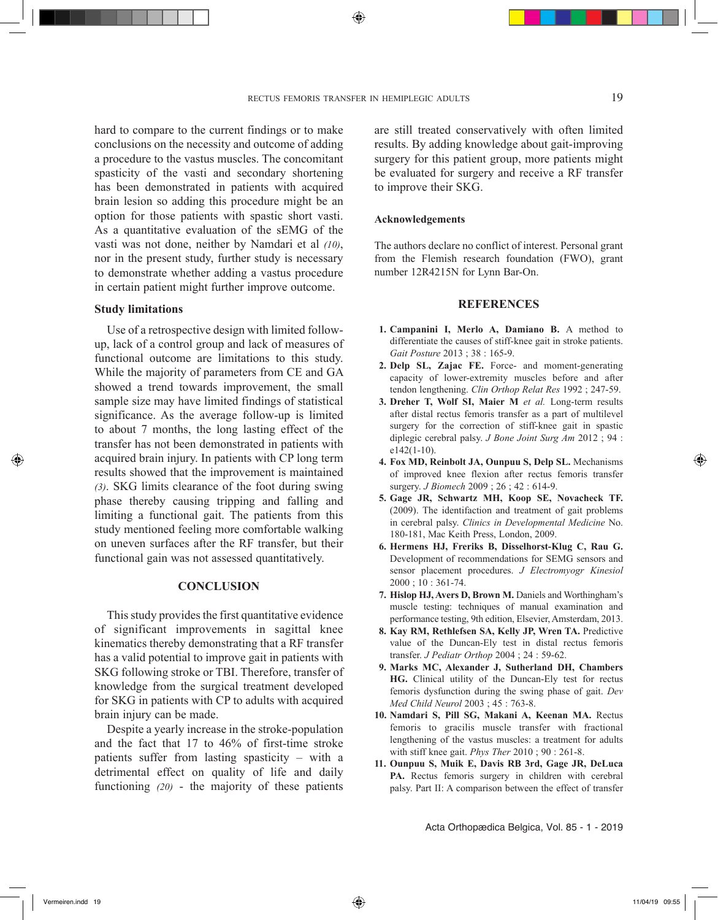hard to compare to the current findings or to make conclusions on the necessity and outcome of adding a procedure to the vastus muscles. The concomitant spasticity of the vasti and secondary shortening has been demonstrated in patients with acquired brain lesion so adding this procedure might be an option for those patients with spastic short vasti. As a quantitative evaluation of the sEMG of the vasti was not done, neither by Namdari et al *(10)*, nor in the present study, further study is necessary to demonstrate whether adding a vastus procedure in certain patient might further improve outcome.

### Study limitations

Use of a retrospective design with limited follow-up, lack of a control group and lack of measures of functional outcome are limitations to this study. While the majority of parameters from CE and GA showed a trend towards improvement, the small sample size may have limited findings of statistical significance. As the average follow-up is limited to about 7 months, the long lasting effect of the transfer has not been demonstrated in patients with acquired brain injury. In patients with CP long term results showed that the improvement is maintained *(3)*. SKG limits clearance of the foot during swing phase thereby causing tripping and falling and limiting a functional gait. The patients from this study mentioned feeling more comfortable walking on uneven surfaces after the RF transfer, but their functional gain was not assessed quantitatively.

## CONCLUSION

This study provides the first quantitative evidence of significant improvements in sagittal knee kinematics thereby demonstrating that a RF transfer has a valid potential to improve gait in patients with SKG following stroke or TBI. Therefore, transfer of knowledge from the surgical treatment developed for SKG in patients with CP to adults with acquired brain injury can be made.

Despite a yearly increase in the stroke-population and the fact that 17 to 46% of first-time stroke patients suffer from lasting spasticity – with a detrimental effect on quality of life and daily functioning *(20)* - the majority of these patients are still treated conservatively with often limited results. By adding knowledge about gait-improving surgery for this patient group, more patients might be evaluated for surgery and receive a RF transfer to improve their SKG.

### Acknowledgements

The authors declare no conflict of interest. Personal grant from the Flemish research foundation (FWO), grant number 12R4215N for Lynn Bar-On.

## REFERENCES

1. **Campanini I, Merlo A, Damiano B.** A method to differentiate the causes of stiff-knee gait in stroke patients. *Gait Posture* 2013 ; 38 : 165-9.
2. **Delp SL, Zajac FE.** Force- and moment-generating capacity of lower-extremity muscles before and after tendon lengthening. *Clin Orthop Relat Res* 1992 ; 247-59.
3. **Dreher T, Wolf SI, Maier M** *et al.* Long-term results after distal rectus femoris transfer as a part of multilevel surgery for the correction of stiff-knee gait in spastic diplegic cerebral palsy. *J Bone Joint Surg Am* 2012 ; 94 : e142(1-10).
4. **Fox MD, Reinbolt JA, Ounpuu S, Delp SL.** Mechanisms of improved knee flexion after rectus femoris transfer surgery. *J Biomech* 2009 ; 26 ; 42 : 614-9.
5. **Gage JR, Schwartz MH, Koop SE, Novacheck TF.** (2009). The identifaction and treatment of gait problems in cerebral palsy. *Clinics in Developmental Medicine* No. 180-181, Mac Keith Press, London, 2009.
6. **Hermens HJ, Freriks B, Disselhorst-Klug C, Rau G.** Development of recommendations for SEMG sensors and sensor placement procedures. *J Electromyogr Kinesiol* 2000 ; 10 : 361-74.
7. **Hislop HJ, Avers D, Brown M.** Daniels and Worthingham's muscle testing: techniques of manual examination and performance testing, 9th edition, Elsevier, Amsterdam, 2013.
8. **Kay RM, Rethlefsen SA, Kelly JP, Wren TA.** Predictive value of the Duncan-Ely test in distal rectus femoris transfer. *J Pediatr Orthop* 2004 ; 24 : 59-62.
9. **Marks MC, Alexander J, Sutherland DH, Chambers HG.** Clinical utility of the Duncan-Ely test for rectus femoris dysfunction during the swing phase of gait. *Dev Med Child Neurol* 2003 ; 45 : 763-8.
10. **Namdari S, Pill SG, Makani A, Keenan MA.** Rectus femoris to gracilis muscle transfer with fractional lengthening of the vastus muscles: a treatment for adults with stiff knee gait. *Phys Ther* 2010 ; 90 : 261-8.
11. **Ounpuu S, Muik E, Davis RB 3rd, Gage JR, DeLuca PA.** Rectus femoris surgery in children with cerebral palsy. Part II: A comparison between the effect of transfer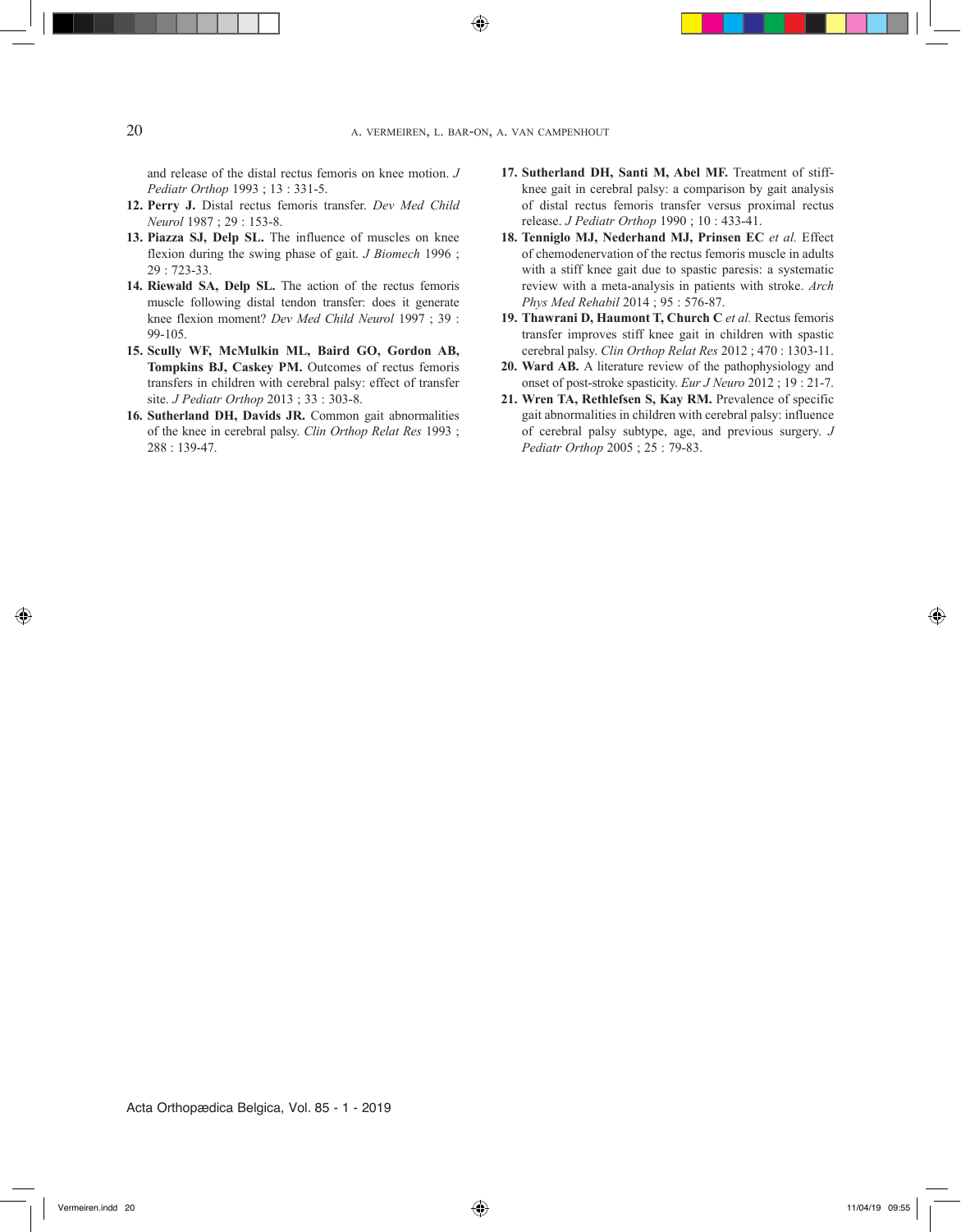and release of the distal rectus femoris on knee motion. *J Pediatr Orthop* 1993 ; 13 : 331-5.

12. **Perry J.** Distal rectus femoris transfer. *Dev Med Child Neurol* 1987 ; 29 : 153-8.
13. **Piazza SJ, Delp SL.** The influence of muscles on knee flexion during the swing phase of gait. *J Biomech* 1996 ; 29 : 723-33.
14. **Riewald SA, Delp SL.** The action of the rectus femoris muscle following distal tendon transfer: does it generate knee flexion moment? *Dev Med Child Neurol* 1997 ; 39 : 99-105.
15. **Scully WF, McMulkin ML, Baird GO, Gordon AB, Tompkins BJ, Caskey PM.** Outcomes of rectus femoris transfers in children with cerebral palsy: effect of transfer site. *J Pediatr Orthop* 2013 ; 33 : 303-8.
16. **Sutherland DH, Davids JR.** Common gait abnormalities of the knee in cerebral palsy. *Clin Orthop Relat Res* 1993 ; 288 : 139-47.
17. **Sutherland DH, Santi M, Abel MF.** Treatment of stiff-knee gait in cerebral palsy: a comparison by gait analysis of distal rectus femoris transfer versus proximal rectus release. *J Pediatr Orthop* 1990 ; 10 : 433-41.
18. **Tenniglo MJ, Nederhand MJ, Prinsen EC** *et al.* Effect of chemodenervation of the rectus femoris muscle in adults with a stiff knee gait due to spastic paresis: a systematic review with a meta-analysis in patients with stroke. *Arch Phys Med Rehabil* 2014 ; 95 : 576-87.
19. **Thawrani D, Haumont T, Church C** *et al.* Rectus femoris transfer improves stiff knee gait in children with spastic cerebral palsy. *Clin Orthop Relat Res* 2012 ; 470 : 1303-11.
20. **Ward AB.** A literature review of the pathophysiology and onset of post-stroke spasticity. *Eur J Neuro* 2012 ; 19 : 21-7.
21. **Wren TA, Rethlefsen S, Kay RM.** Prevalence of specific gait abnormalities in children with cerebral palsy: influence of cerebral palsy subtype, age, and previous surgery. *J Pediatr Orthop* 2005 ; 25 : 79-83.